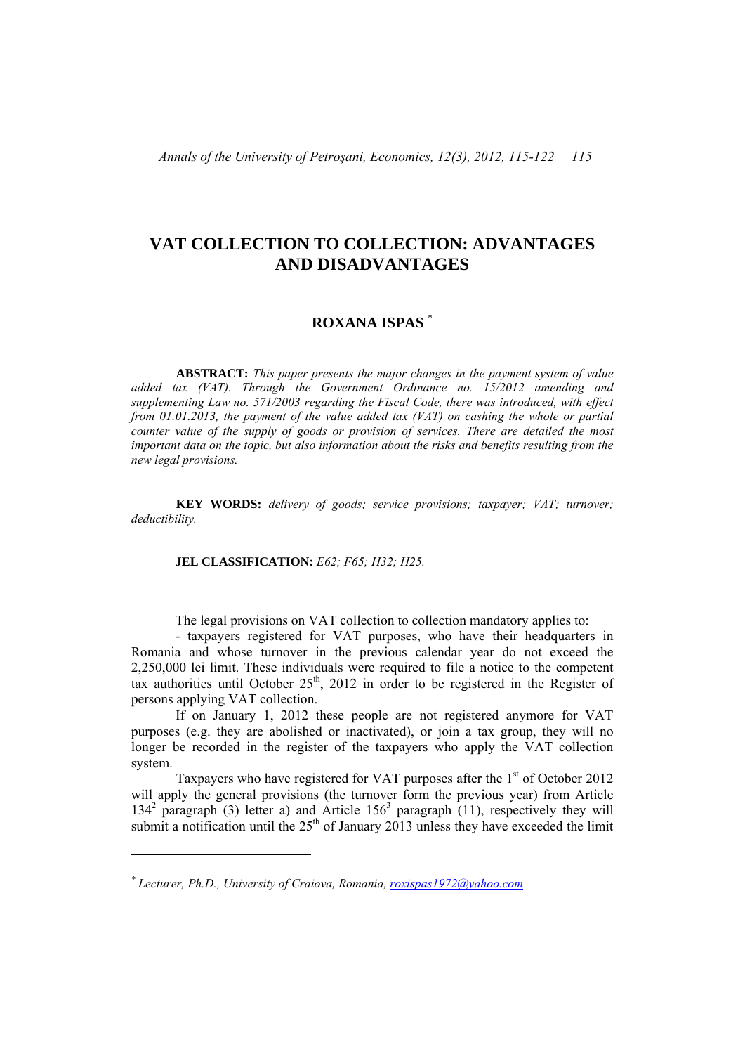# VAT COLLECTION TO COLLECTION: ADVANTAGES AND DISADVANTAGES

## ROXANA ISPAS [*]

**ABSTRACT:** *This paper presents the major changes in the payment system of value added tax (VAT). Through the Government Ordinance no. 15/2012 amending and supplementing Law no. 571/2003 regarding the Fiscal Code, there was introduced, with effect from 01.01.2013, the payment of the value added tax (VAT) on cashing the whole or partial counter value of the supply of goods or provision of services. There are detailed the most important data on the topic, but also information about the risks and benefits resulting from the new legal provisions.*

**KEY WORDS:** *delivery of goods; service provisions; taxpayer; VAT; turnover; deductibility.*

**JEL CLASSIFICATION:** *E62; F65; H32; H25.*

The legal provisions on VAT collection to collection mandatory applies to:

- taxpayers registered for VAT purposes, who have their headquarters in Romania and whose turnover in the previous calendar year do not exceed the 2,250,000 lei limit. These individuals were required to file a notice to the competent tax authorities until October 25th, 2012 in order to be registered in the Register of persons applying VAT collection.

If on January 1, 2012 these people are not registered anymore for VAT purposes (e.g. they are abolished or inactivated), or join a tax group, they will no longer be recorded in the register of the taxpayers who apply the VAT collection system.

Taxpayers who have registered for VAT purposes after the 1st of October 2012 will apply the general provisions (the turnover form the previous year) from Article $134^2$ paragraph (3) letter a) and Article $156^3$ paragraph (11), respectively they will submit a notification until the 25th of January 2013 unless they have exceeded the limit

---

[*] *Lecturer, Ph.D., University of Craiova, Romania, roxispas1972@yahoo.com*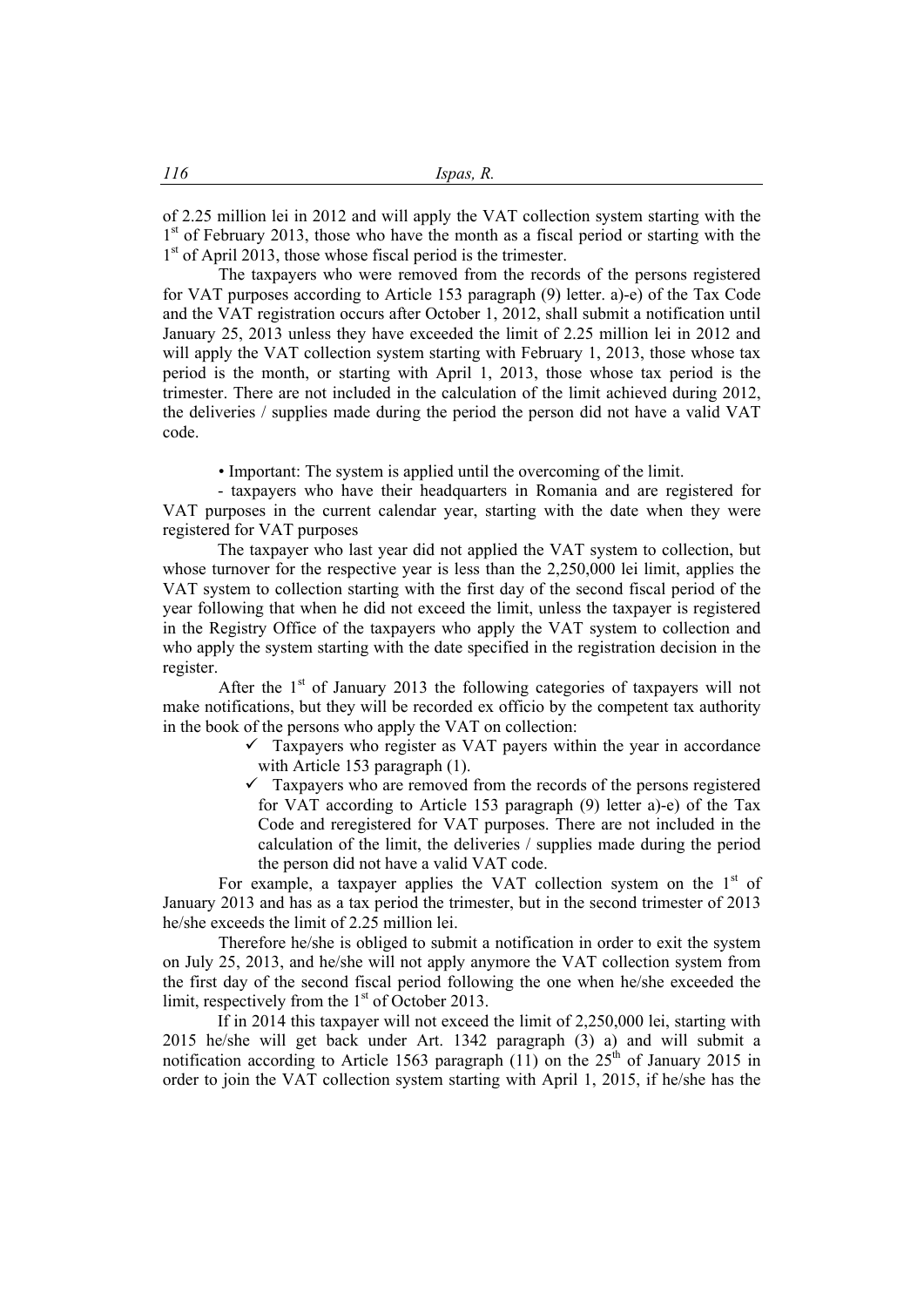of 2.25 million lei in 2012 and will apply the VAT collection system starting with the 1st of February 2013, those who have the month as a fiscal period or starting with the 1st of April 2013, those whose fiscal period is the trimester.

The taxpayers who were removed from the records of the persons registered for VAT purposes according to Article 153 paragraph (9) letter. a)-e) of the Tax Code and the VAT registration occurs after October 1, 2012, shall submit a notification until January 25, 2013 unless they have exceeded the limit of 2.25 million lei in 2012 and will apply the VAT collection system starting with February 1, 2013, those whose tax period is the month, or starting with April 1, 2013, those whose tax period is the trimester. There are not included in the calculation of the limit achieved during 2012, the deliveries / supplies made during the period the person did not have a valid VAT code.

• Important: The system is applied until the overcoming of the limit.

- taxpayers who have their headquarters in Romania and are registered for VAT purposes in the current calendar year, starting with the date when they were registered for VAT purposes

The taxpayer who last year did not applied the VAT system to collection, but whose turnover for the respective year is less than the 2,250,000 lei limit, applies the VAT system to collection starting with the first day of the second fiscal period of the year following that when he did not exceed the limit, unless the taxpayer is registered in the Registry Office of the taxpayers who apply the VAT system to collection and who apply the system starting with the date specified in the registration decision in the register.

After the 1st of January 2013 the following categories of taxpayers will not make notifications, but they will be recorded ex officio by the competent tax authority in the book of the persons who apply the VAT on collection:

- ✓ Taxpayers who register as VAT payers within the year in accordance with Article 153 paragraph (1).
- ✓ Taxpayers who are removed from the records of the persons registered for VAT according to Article 153 paragraph (9) letter a)-e) of the Tax Code and reregistered for VAT purposes. There are not included in the calculation of the limit, the deliveries / supplies made during the period the person did not have a valid VAT code.

For example, a taxpayer applies the VAT collection system on the 1st of January 2013 and has as a tax period the trimester, but in the second trimester of 2013 he/she exceeds the limit of 2.25 million lei.

Therefore he/she is obliged to submit a notification in order to exit the system on July 25, 2013, and he/she will not apply anymore the VAT collection system from the first day of the second fiscal period following the one when he/she exceeded the limit, respectively from the 1st of October 2013.

If in 2014 this taxpayer will not exceed the limit of 2,250,000 lei, starting with 2015 he/she will get back under Art. 1342 paragraph (3) a) and will submit a notification according to Article 1563 paragraph (11) on the 25th of January 2015 in order to join the VAT collection system starting with April 1, 2015, if he/she has the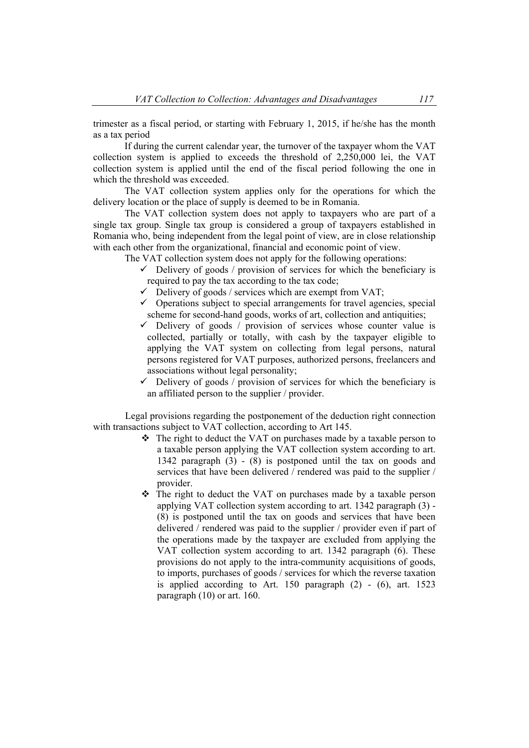trimester as a fiscal period, or starting with February 1, 2015, if he/she has the month as a tax period

If during the current calendar year, the turnover of the taxpayer whom the VAT collection system is applied to exceeds the threshold of 2,250,000 lei, the VAT collection system is applied until the end of the fiscal period following the one in which the threshold was exceeded.

The VAT collection system applies only for the operations for which the delivery location or the place of supply is deemed to be in Romania.

The VAT collection system does not apply to taxpayers who are part of a single tax group. Single tax group is considered a group of taxpayers established in Romania who, being independent from the legal point of view, are in close relationship with each other from the organizational, financial and economic point of view.

The VAT collection system does not apply for the following operations:

- ✓ Delivery of goods / provision of services for which the beneficiary is required to pay the tax according to the tax code;
- ✓ Delivery of goods / services which are exempt from VAT;
- ✓ Operations subject to special arrangements for travel agencies, special scheme for second-hand goods, works of art, collection and antiquities;
- ✓ Delivery of goods / provision of services whose counter value is collected, partially or totally, with cash by the taxpayer eligible to applying the VAT system on collecting from legal persons, natural persons registered for VAT purposes, authorized persons, freelancers and associations without legal personality;
- ✓ Delivery of goods / provision of services for which the beneficiary is an affiliated person to the supplier / provider.

Legal provisions regarding the postponement of the deduction right connection with transactions subject to VAT collection, according to Art 145.

- ❖ The right to deduct the VAT on purchases made by a taxable person to a taxable person applying the VAT collection system according to art. 1342 paragraph (3) - (8) is postponed until the tax on goods and services that have been delivered / rendered was paid to the supplier / provider.
- ❖ The right to deduct the VAT on purchases made by a taxable person applying VAT collection system according to art. 1342 paragraph (3) - (8) is postponed until the tax on goods and services that have been delivered / rendered was paid to the supplier / provider even if part of the operations made by the taxpayer are excluded from applying the VAT collection system according to art. 1342 paragraph (6). These provisions do not apply to the intra-community acquisitions of goods, to imports, purchases of goods / services for which the reverse taxation is applied according to Art. 150 paragraph (2) - (6), art. 1523 paragraph (10) or art. 160.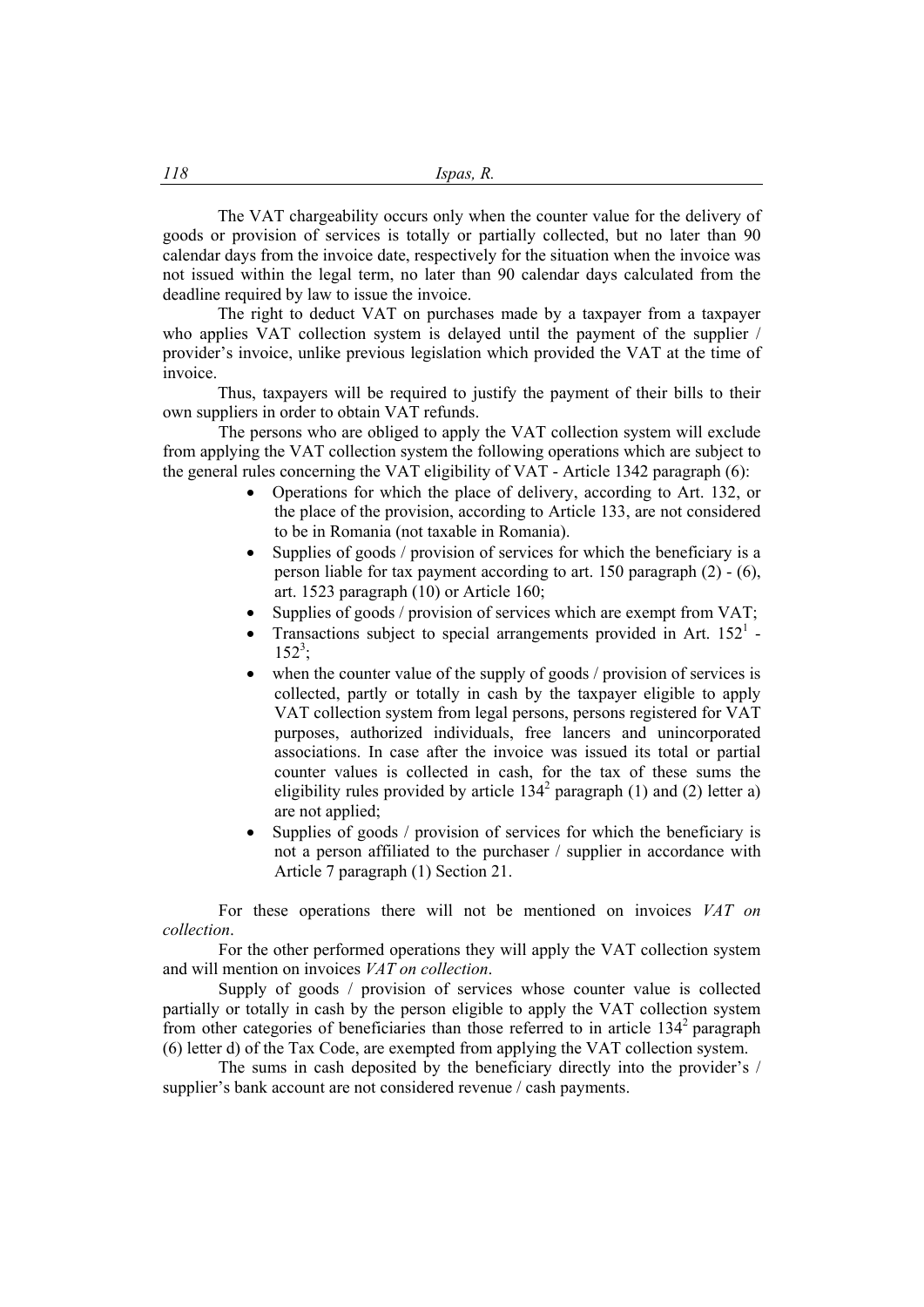The VAT chargeability occurs only when the counter value for the delivery of goods or provision of services is totally or partially collected, but no later than 90 calendar days from the invoice date, respectively for the situation when the invoice was not issued within the legal term, no later than 90 calendar days calculated from the deadline required by law to issue the invoice.

The right to deduct VAT on purchases made by a taxpayer from a taxpayer who applies VAT collection system is delayed until the payment of the supplier / provider's invoice, unlike previous legislation which provided the VAT at the time of invoice.

Thus, taxpayers will be required to justify the payment of their bills to their own suppliers in order to obtain VAT refunds.

The persons who are obliged to apply the VAT collection system will exclude from applying the VAT collection system the following operations which are subject to the general rules concerning the VAT eligibility of VAT - Article 1342 paragraph (6):

- Operations for which the place of delivery, according to Art. 132, or the place of the provision, according to Article 133, are not considered to be in Romania (not taxable in Romania).
- Supplies of goods / provision of services for which the beneficiary is a person liable for tax payment according to art. 150 paragraph (2) - (6), art. 1523 paragraph (10) or Article 160;
- Supplies of goods / provision of services which are exempt from VAT;
- Transactions subject to special arrangements provided in Art. $152^1$ - $152^3$;
- when the counter value of the supply of goods / provision of services is collected, partly or totally in cash by the taxpayer eligible to apply VAT collection system from legal persons, persons registered for VAT purposes, authorized individuals, free lancers and unincorporated associations. In case after the invoice was issued its total or partial counter values is collected in cash, for the tax of these sums the eligibility rules provided by article $134^2$ paragraph (1) and (2) letter a) are not applied;
- Supplies of goods / provision of services for which the beneficiary is not a person affiliated to the purchaser / supplier in accordance with Article 7 paragraph (1) Section 21.

For these operations there will not be mentioned on invoices *VAT on collection*.

For the other performed operations they will apply the VAT collection system and will mention on invoices *VAT on collection*.

Supply of goods / provision of services whose counter value is collected partially or totally in cash by the person eligible to apply the VAT collection system from other categories of beneficiaries than those referred to in article $134^2$ paragraph (6) letter d) of the Tax Code, are exempted from applying the VAT collection system.

The sums in cash deposited by the beneficiary directly into the provider's / supplier's bank account are not considered revenue / cash payments.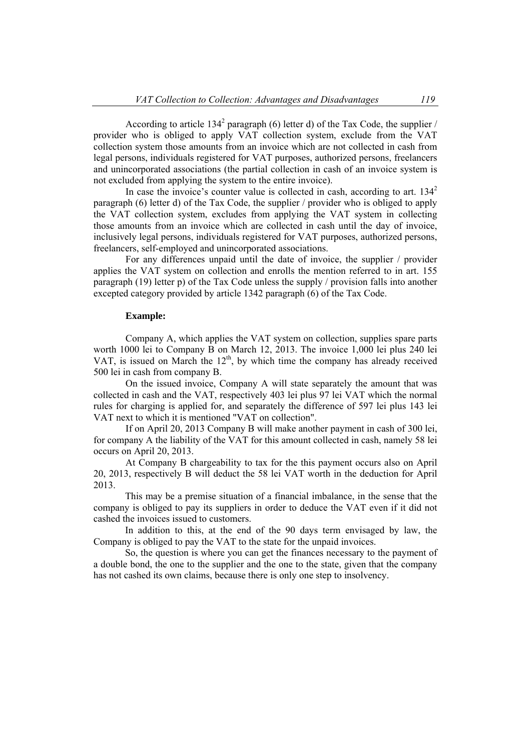According to article $134^2$ paragraph (6) letter d) of the Tax Code, the supplier / provider who is obliged to apply VAT collection system, exclude from the VAT collection system those amounts from an invoice which are not collected in cash from legal persons, individuals registered for VAT purposes, authorized persons, freelancers and unincorporated associations (the partial collection in cash of an invoice system is not excluded from applying the system to the entire invoice).

In case the invoice's counter value is collected in cash, according to art. $134^2$ paragraph (6) letter d) of the Tax Code, the supplier / provider who is obliged to apply the VAT collection system, excludes from applying the VAT system in collecting those amounts from an invoice which are collected in cash until the day of invoice, inclusively legal persons, individuals registered for VAT purposes, authorized persons, freelancers, self-employed and unincorporated associations.

For any differences unpaid until the date of invoice, the supplier / provider applies the VAT system on collection and enrolls the mention referred to in art. 155 paragraph (19) letter p) of the Tax Code unless the supply / provision falls into another excepted category provided by article 1342 paragraph (6) of the Tax Code.

**Example:**

Company A, which applies the VAT system on collection, supplies spare parts worth 1000 lei to Company B on March 12, 2013. The invoice 1,000 lei plus 240 lei VAT, is issued on March the 12th, by which time the company has already received 500 lei in cash from company B.

On the issued invoice, Company A will state separately the amount that was collected in cash and the VAT, respectively 403 lei plus 97 lei VAT which the normal rules for charging is applied for, and separately the difference of 597 lei plus 143 lei VAT next to which it is mentioned "VAT on collection".

If on April 20, 2013 Company B will make another payment in cash of 300 lei, for company A the liability of the VAT for this amount collected in cash, namely 58 lei occurs on April 20, 2013.

At Company B chargeability to tax for the this payment occurs also on April 20, 2013, respectively B will deduct the 58 lei VAT worth in the deduction for April 2013.

This may be a premise situation of a financial imbalance, in the sense that the company is obliged to pay its suppliers in order to deduce the VAT even if it did not cashed the invoices issued to customers.

In addition to this, at the end of the 90 days term envisaged by law, the Company is obliged to pay the VAT to the state for the unpaid invoices.

So, the question is where you can get the finances necessary to the payment of a double bond, the one to the supplier and the one to the state, given that the company has not cashed its own claims, because there is only one step to insolvency.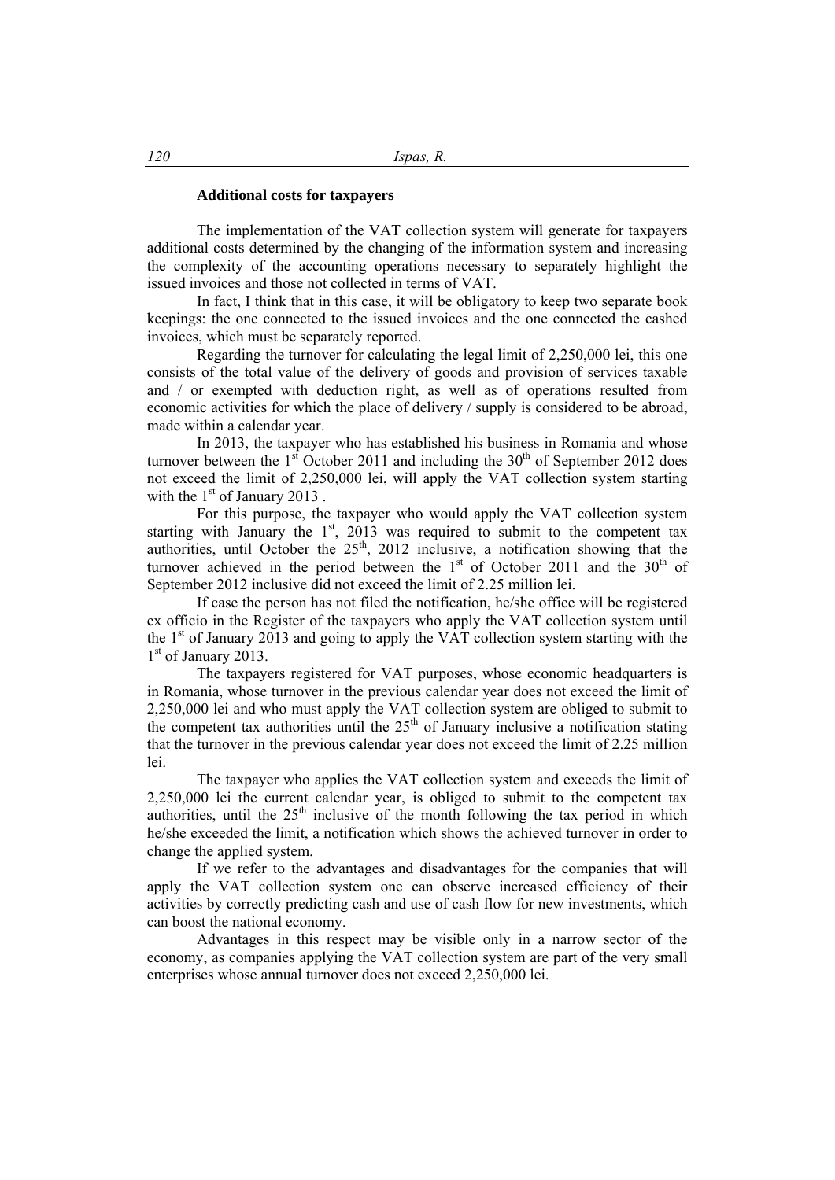**Additional costs for taxpayers**

The implementation of the VAT collection system will generate for taxpayers additional costs determined by the changing of the information system and increasing the complexity of the accounting operations necessary to separately highlight the issued invoices and those not collected in terms of VAT.

In fact, I think that in this case, it will be obligatory to keep two separate book keepings: the one connected to the issued invoices and the one connected the cashed invoices, which must be separately reported.

Regarding the turnover for calculating the legal limit of 2,250,000 lei, this one consists of the total value of the delivery of goods and provision of services taxable and / or exempted with deduction right, as well as of operations resulted from economic activities for which the place of delivery / supply is considered to be abroad, made within a calendar year.

In 2013, the taxpayer who has established his business in Romania and whose turnover between the 1st October 2011 and including the 30th of September 2012 does not exceed the limit of 2,250,000 lei, will apply the VAT collection system starting with the 1st of January 2013 .

For this purpose, the taxpayer who would apply the VAT collection system starting with January the 1st, 2013 was required to submit to the competent tax authorities, until October the 25th, 2012 inclusive, a notification showing that the turnover achieved in the period between the 1st of October 2011 and the 30th of September 2012 inclusive did not exceed the limit of 2.25 million lei.

If case the person has not filed the notification, he/she office will be registered ex officio in the Register of the taxpayers who apply the VAT collection system until the 1st of January 2013 and going to apply the VAT collection system starting with the 1st of January 2013.

The taxpayers registered for VAT purposes, whose economic headquarters is in Romania, whose turnover in the previous calendar year does not exceed the limit of 2,250,000 lei and who must apply the VAT collection system are obliged to submit to the competent tax authorities until the 25th of January inclusive a notification stating that the turnover in the previous calendar year does not exceed the limit of 2.25 million lei.

The taxpayer who applies the VAT collection system and exceeds the limit of 2,250,000 lei the current calendar year, is obliged to submit to the competent tax authorities, until the 25th inclusive of the month following the tax period in which he/she exceeded the limit, a notification which shows the achieved turnover in order to change the applied system.

If we refer to the advantages and disadvantages for the companies that will apply the VAT collection system one can observe increased efficiency of their activities by correctly predicting cash and use of cash flow for new investments, which can boost the national economy.

Advantages in this respect may be visible only in a narrow sector of the economy, as companies applying the VAT collection system are part of the very small enterprises whose annual turnover does not exceed 2,250,000 lei.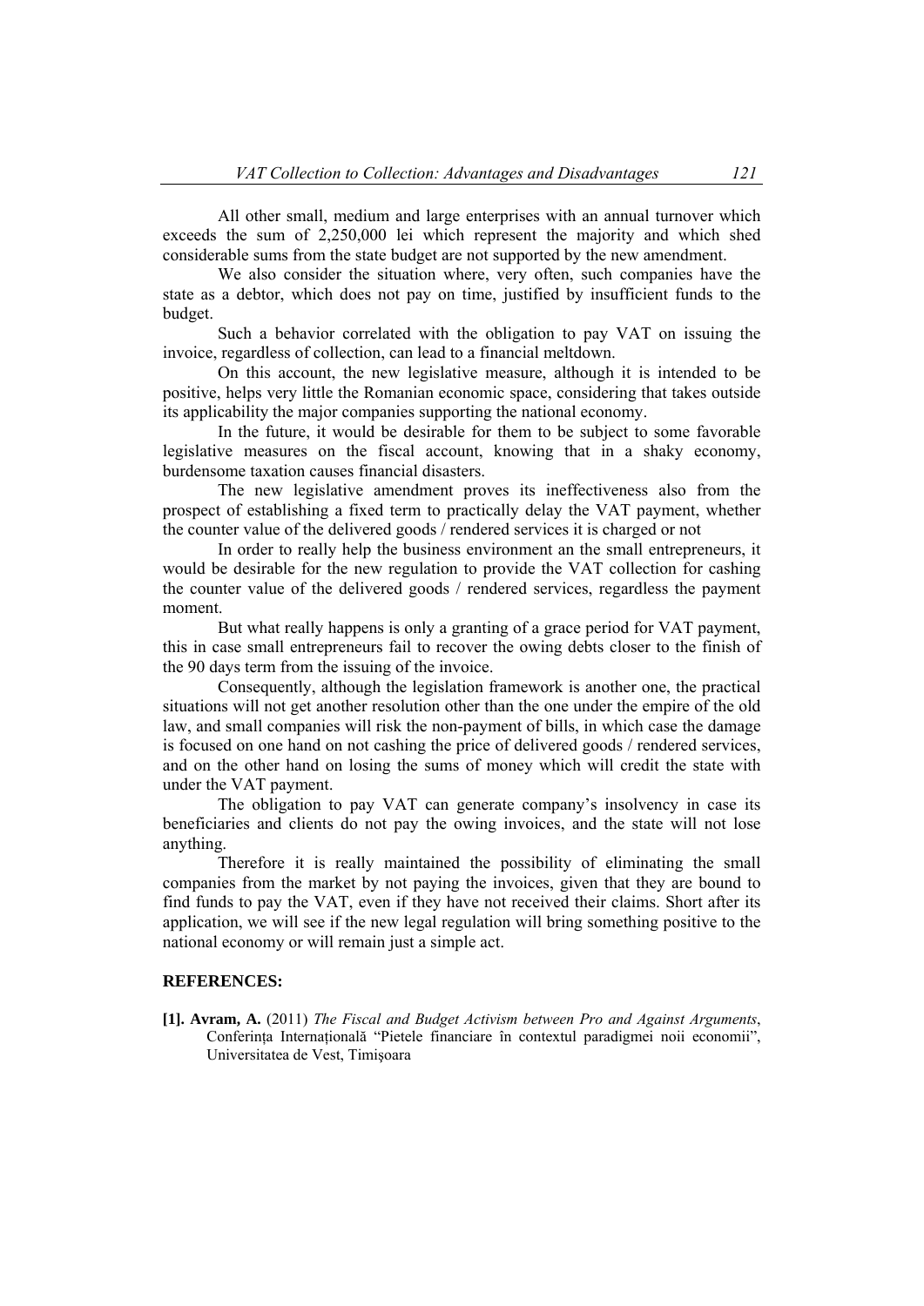All other small, medium and large enterprises with an annual turnover which exceeds the sum of 2,250,000 lei which represent the majority and which shed considerable sums from the state budget are not supported by the new amendment.

We also consider the situation where, very often, such companies have the state as a debtor, which does not pay on time, justified by insufficient funds to the budget.

Such a behavior correlated with the obligation to pay VAT on issuing the invoice, regardless of collection, can lead to a financial meltdown.

On this account, the new legislative measure, although it is intended to be positive, helps very little the Romanian economic space, considering that takes outside its applicability the major companies supporting the national economy.

In the future, it would be desirable for them to be subject to some favorable legislative measures on the fiscal account, knowing that in a shaky economy, burdensome taxation causes financial disasters.

The new legislative amendment proves its ineffectiveness also from the prospect of establishing a fixed term to practically delay the VAT payment, whether the counter value of the delivered goods / rendered services it is charged or not

In order to really help the business environment an the small entrepreneurs, it would be desirable for the new regulation to provide the VAT collection for cashing the counter value of the delivered goods / rendered services, regardless the payment moment.

But what really happens is only a granting of a grace period for VAT payment, this in case small entrepreneurs fail to recover the owing debts closer to the finish of the 90 days term from the issuing of the invoice.

Consequently, although the legislation framework is another one, the practical situations will not get another resolution other than the one under the empire of the old law, and small companies will risk the non-payment of bills, in which case the damage is focused on one hand on not cashing the price of delivered goods / rendered services, and on the other hand on losing the sums of money which will credit the state with under the VAT payment.

The obligation to pay VAT can generate company's insolvency in case its beneficiaries and clients do not pay the owing invoices, and the state will not lose anything.

Therefore it is really maintained the possibility of eliminating the small companies from the market by not paying the invoices, given that they are bound to find funds to pay the VAT, even if they have not received their claims. Short after its application, we will see if the new legal regulation will bring something positive to the national economy or will remain just a simple act.

## REFERENCES:

**[1]. Avram, A.** (2011) *The Fiscal and Budget Activism between Pro and Against Arguments*, Conferința Internațională "Pietele financiare în contextul paradigmei noii economii", Universitatea de Vest, Timișoara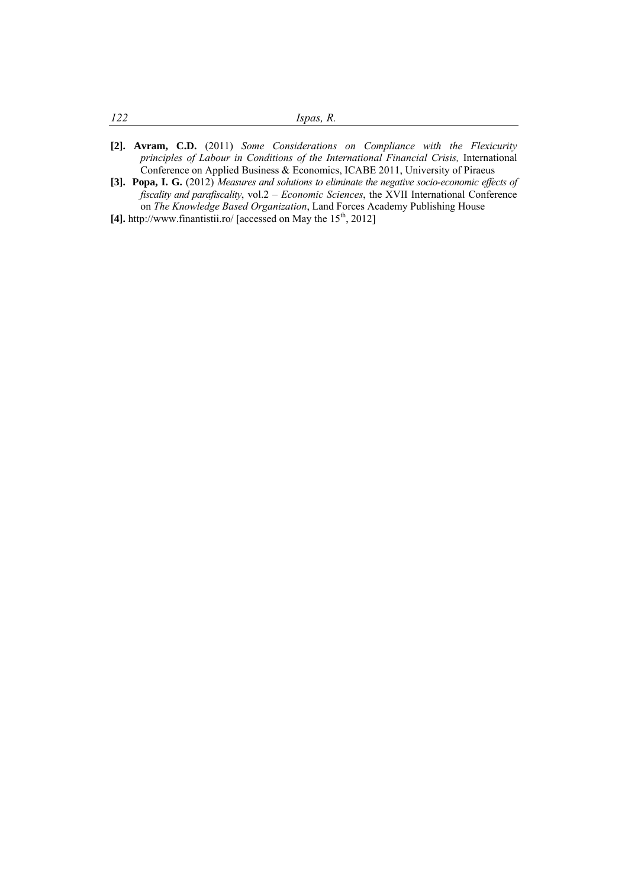**[2]. Avram, C.D.** (2011) *Some Considerations on Compliance with the Flexicurity principles of Labour in Conditions of the International Financial Crisis,* International Conference on Applied Business & Economics, ICABE 2011, University of Piraeus

**[3]. Popa, I. G.** (2012) *Measures and solutions to eliminate the negative socio-economic effects of fiscality and parafiscality*, vol.2 – *Economic Sciences*, the XVII International Conference on *The Knowledge Based Organization*, Land Forces Academy Publishing House

**[4].** http://www.finantistii.ro/ [accessed on May the 15th, 2012]